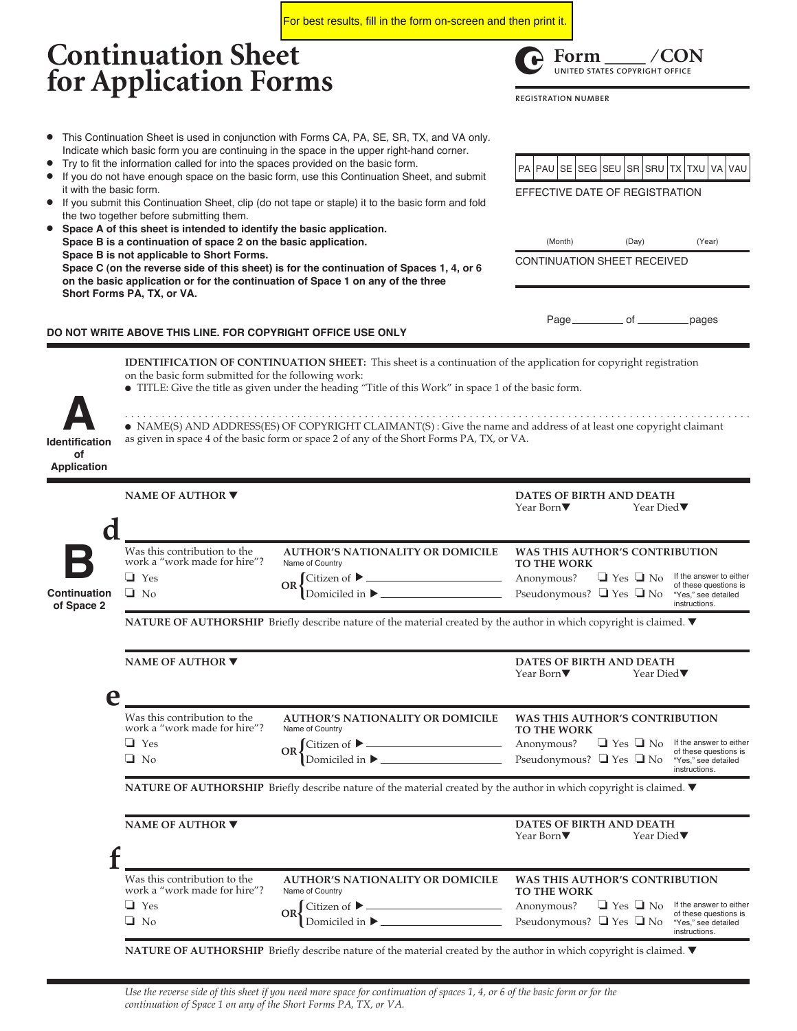For best results, fill in the form on-screen and then print it.

# Continuation Sheet for Application Forms

**Form _____ /CON**
UNITED STATES COPYRIGHT OFFICE

REGISTRATION NUMBER

- This Continuation Sheet is used in conjunction with Forms CA, PA, SE, SR, TX, and VA only. Indicate which basic form you are continuing in the space in the upper right-hand corner.
- Try to fit the information called for into the spaces provided on the basic form.
- If you do not have enough space on the basic form, use this Continuation Sheet, and submit it with the basic form.
- If you submit this Continuation Sheet, clip (do not tape or staple) it to the basic form and fold the two together before submitting them.
- **Space A of this sheet is intended to identify the basic application.**
  **Space B is a continuation of space 2 on the basic application.**
  **Space B is not applicable to Short Forms.**
  **Space C (on the reverse side of this sheet) is for the continuation of Spaces 1, 4, or 6 on the basic application or for the continuation of Space 1 on any of the three Short Forms PA, TX, or VA.**

| PA | PAU | SE | SEG | SEU | SR | SRU | TX | TXU | VA | VAU |
|---|---|---|---|---|---|---|---|---|---|---|

EFFECTIVE DATE OF REGISTRATION

(Month) (Day) (Year)

CONTINUATION SHEET RECEIVED

Page _________ of _________ pages

**DO NOT WRITE ABOVE THIS LINE. FOR COPYRIGHT OFFICE USE ONLY**

## A Identification of Application

**IDENTIFICATION OF CONTINUATION SHEET:** This sheet is a continuation of the application for copyright registration on the basic form submitted for the following work:

- TITLE: Give the title as given under the heading "Title of this Work" in space 1 of the basic form.

- NAME(S) AND ADDRESS(ES) OF COPYRIGHT CLAIMANT(S) : Give the name and address of at least one copyright claimant as given in space 4 of the basic form or space 2 of any of the Short Forms PA, TX, or VA.

## B Continuation of Space 2

### d

**NAME OF AUTHOR ▼**

**DATES OF BIRTH AND DEATH**
Year Born▼ Year Died▼

Was this contribution to the work a "work made for hire"?
❑ Yes
❑ No

**AUTHOR'S NATIONALITY OR DOMICILE**
Name of Country
OR { Citizen of ▶ ________ / Domiciled in ▶ ________ }

**WAS THIS AUTHOR'S CONTRIBUTION TO THE WORK**
Anonymous? ❑ Yes ❑ No
Pseudonymous? ❑ Yes ❑ No
If the answer to either of these questions is "Yes," see detailed instructions.

**NATURE OF AUTHORSHIP** Briefly describe nature of the material created by the author in which copyright is claimed. ▼

### e

**NAME OF AUTHOR ▼**

**DATES OF BIRTH AND DEATH**
Year Born▼ Year Died▼

Was this contribution to the work a "work made for hire"?
❑ Yes
❑ No

**AUTHOR'S NATIONALITY OR DOMICILE**
Name of Country
OR { Citizen of ▶ ________ / Domiciled in ▶ ________ }

**WAS THIS AUTHOR'S CONTRIBUTION TO THE WORK**
Anonymous? ❑ Yes ❑ No
Pseudonymous? ❑ Yes ❑ No
If the answer to either of these questions is "Yes," see detailed instructions.

**NATURE OF AUTHORSHIP** Briefly describe nature of the material created by the author in which copyright is claimed. ▼

### f

**NAME OF AUTHOR ▼**

**DATES OF BIRTH AND DEATH**
Year Born▼ Year Died▼

Was this contribution to the work a "work made for hire"?
❑ Yes
❑ No

**AUTHOR'S NATIONALITY OR DOMICILE**
Name of Country
OR { Citizen of ▶ ________ / Domiciled in ▶ ________ }

**WAS THIS AUTHOR'S CONTRIBUTION TO THE WORK**
Anonymous? ❑ Yes ❑ No
Pseudonymous? ❑ Yes ❑ No
If the answer to either of these questions is "Yes," see detailed instructions.

**NATURE OF AUTHORSHIP** Briefly describe nature of the material created by the author in which copyright is claimed. ▼

*Use the reverse side of this sheet if you need more space for continuation of spaces 1, 4, or 6 of the basic form or for the continuation of Space 1 on any of the Short Forms PA, TX, or VA.*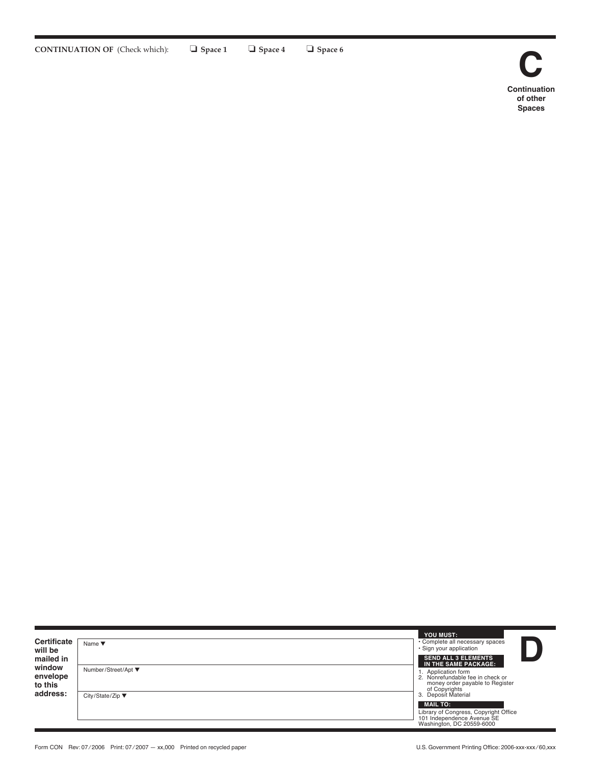**CONTINUATION OF** (Check which): ❑ **Space 1** ❑ **Space 4** ❑ **Space 6**

# C

**Continuation of other Spaces**

# D

**Certificate will be mailed in window envelope to this address:**

Name ▼

Number/Street/Apt ▼

City/State/Zip ▼

**YOU MUST:**

- Complete all necessary spaces
- Sign your application

**SEND ALL 3 ELEMENTS IN THE SAME PACKAGE:**

1. Application form
2. Nonrefundable fee in check or money order payable to Register of Copyrights
3. Deposit Material

**MAIL TO:**

Library of Congress, Copyright Office
101 Independence Avenue SE
Washington, DC 20559-6000

Form CON Rev: 07/2006 Print: 07/2007 — xx,000 Printed on recycled paper

U.S. Government Printing Office: 2006-xxx-xxx/60,xxx